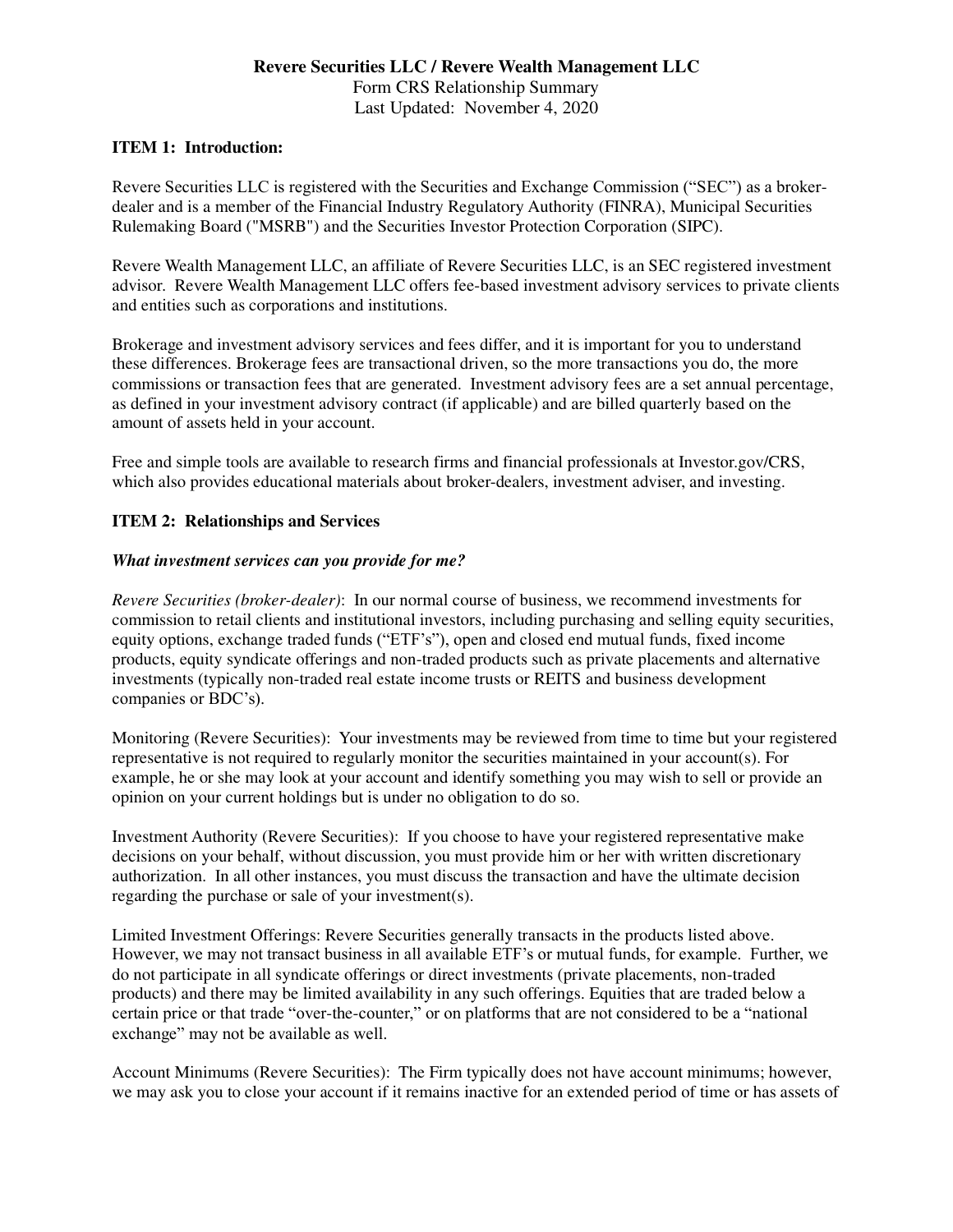**Revere Securities LLC / Revere Wealth Management LLC**

Form CRS Relationship Summary

Last Updated: November 4, 2020

## ITEM 1: Introduction:

Revere Securities LLC is registered with the Securities and Exchange Commission ("SEC") as a broker-dealer and is a member of the Financial Industry Regulatory Authority (FINRA), Municipal Securities Rulemaking Board ("MSRB") and the Securities Investor Protection Corporation (SIPC).

Revere Wealth Management LLC, an affiliate of Revere Securities LLC, is an SEC registered investment advisor. Revere Wealth Management LLC offers fee-based investment advisory services to private clients and entities such as corporations and institutions.

Brokerage and investment advisory services and fees differ, and it is important for you to understand these differences. Brokerage fees are transactional driven, so the more transactions you do, the more commissions or transaction fees that are generated. Investment advisory fees are a set annual percentage, as defined in your investment advisory contract (if applicable) and are billed quarterly based on the amount of assets held in your account.

Free and simple tools are available to research firms and financial professionals at Investor.gov/CRS, which also provides educational materials about broker-dealers, investment adviser, and investing.

## ITEM 2: Relationships and Services

***What investment services can you provide for me?***

*Revere Securities (broker-dealer)*: In our normal course of business, we recommend investments for commission to retail clients and institutional investors, including purchasing and selling equity securities, equity options, exchange traded funds ("ETF's"), open and closed end mutual funds, fixed income products, equity syndicate offerings and non-traded products such as private placements and alternative investments (typically non-traded real estate income trusts or REITS and business development companies or BDC's).

Monitoring (Revere Securities): Your investments may be reviewed from time to time but your registered representative is not required to regularly monitor the securities maintained in your account(s). For example, he or she may look at your account and identify something you may wish to sell or provide an opinion on your current holdings but is under no obligation to do so.

Investment Authority (Revere Securities): If you choose to have your registered representative make decisions on your behalf, without discussion, you must provide him or her with written discretionary authorization. In all other instances, you must discuss the transaction and have the ultimate decision regarding the purchase or sale of your investment(s).

Limited Investment Offerings: Revere Securities generally transacts in the products listed above. However, we may not transact business in all available ETF's or mutual funds, for example. Further, we do not participate in all syndicate offerings or direct investments (private placements, non-traded products) and there may be limited availability in any such offerings. Equities that are traded below a certain price or that trade "over-the-counter," or on platforms that are not considered to be a "national exchange" may not be available as well.

Account Minimums (Revere Securities): The Firm typically does not have account minimums; however, we may ask you to close your account if it remains inactive for an extended period of time or has assets of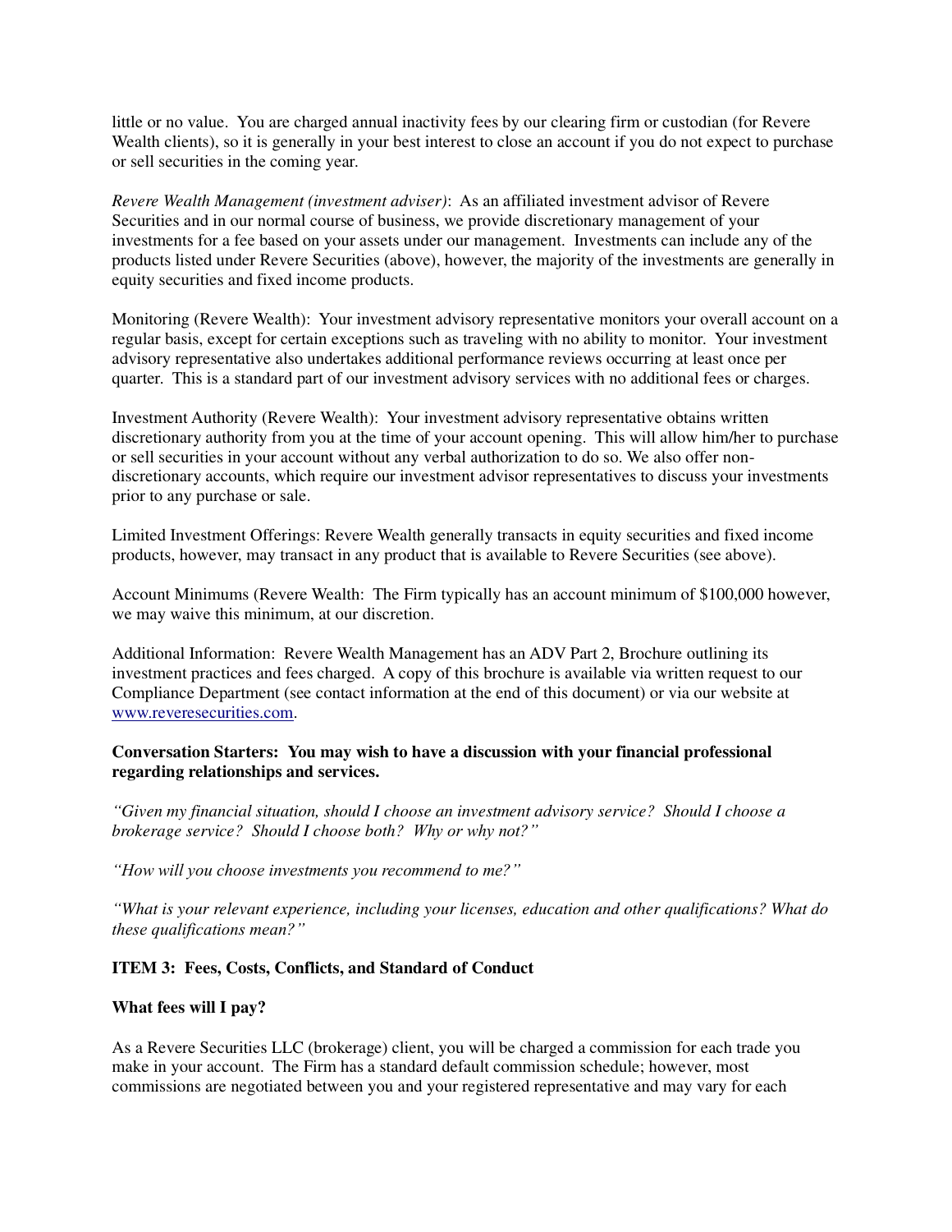little or no value. You are charged annual inactivity fees by our clearing firm or custodian (for Revere Wealth clients), so it is generally in your best interest to close an account if you do not expect to purchase or sell securities in the coming year.

*Revere Wealth Management (investment adviser)*: As an affiliated investment advisor of Revere Securities and in our normal course of business, we provide discretionary management of your investments for a fee based on your assets under our management. Investments can include any of the products listed under Revere Securities (above), however, the majority of the investments are generally in equity securities and fixed income products.

Monitoring (Revere Wealth): Your investment advisory representative monitors your overall account on a regular basis, except for certain exceptions such as traveling with no ability to monitor. Your investment advisory representative also undertakes additional performance reviews occurring at least once per quarter. This is a standard part of our investment advisory services with no additional fees or charges.

Investment Authority (Revere Wealth): Your investment advisory representative obtains written discretionary authority from you at the time of your account opening. This will allow him/her to purchase or sell securities in your account without any verbal authorization to do so. We also offer non-discretionary accounts, which require our investment advisor representatives to discuss your investments prior to any purchase or sale.

Limited Investment Offerings: Revere Wealth generally transacts in equity securities and fixed income products, however, may transact in any product that is available to Revere Securities (see above).

Account Minimums (Revere Wealth: The Firm typically has an account minimum of $100,000 however, we may waive this minimum, at our discretion.

Additional Information: Revere Wealth Management has an ADV Part 2, Brochure outlining its investment practices and fees charged. A copy of this brochure is available via written request to our Compliance Department (see contact information at the end of this document) or via our website at www.reveresecurities.com.

**Conversation Starters: You may wish to have a discussion with your financial professional regarding relationships and services.**

*"Given my financial situation, should I choose an investment advisory service? Should I choose a brokerage service? Should I choose both? Why or why not?"*

*"How will you choose investments you recommend to me?"*

*"What is your relevant experience, including your licenses, education and other qualifications? What do these qualifications mean?"*

## ITEM 3: Fees, Costs, Conflicts, and Standard of Conduct

### What fees will I pay?

As a Revere Securities LLC (brokerage) client, you will be charged a commission for each trade you make in your account. The Firm has a standard default commission schedule; however, most commissions are negotiated between you and your registered representative and may vary for each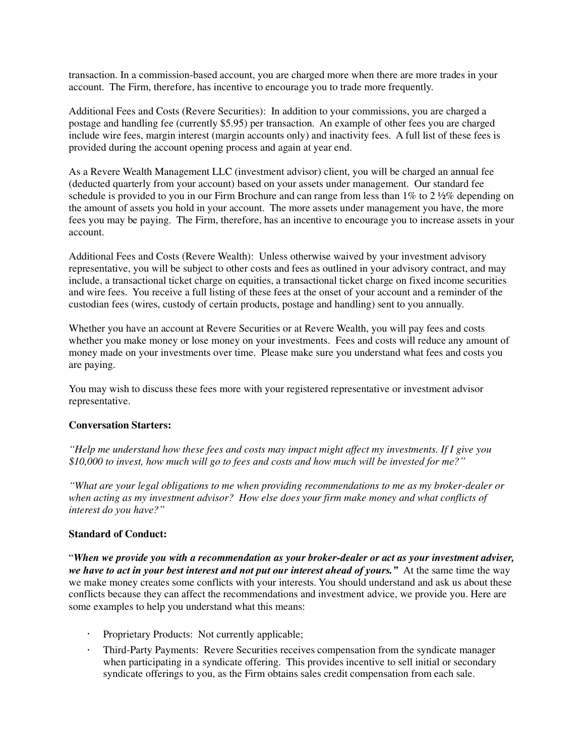transaction. In a commission-based account, you are charged more when there are more trades in your account. The Firm, therefore, has incentive to encourage you to trade more frequently.

Additional Fees and Costs (Revere Securities): In addition to your commissions, you are charged a postage and handling fee (currently $5.95) per transaction. An example of other fees you are charged include wire fees, margin interest (margin accounts only) and inactivity fees. A full list of these fees is provided during the account opening process and again at year end.

As a Revere Wealth Management LLC (investment advisor) client, you will be charged an annual fee (deducted quarterly from your account) based on your assets under management. Our standard fee schedule is provided to you in our Firm Brochure and can range from less than 1% to 2 ½% depending on the amount of assets you hold in your account. The more assets under management you have, the more fees you may be paying. The Firm, therefore, has an incentive to encourage you to increase assets in your account.

Additional Fees and Costs (Revere Wealth): Unless otherwise waived by your investment advisory representative, you will be subject to other costs and fees as outlined in your advisory contract, and may include, a transactional ticket charge on equities, a transactional ticket charge on fixed income securities and wire fees. You receive a full listing of these fees at the onset of your account and a reminder of the custodian fees (wires, custody of certain products, postage and handling) sent to you annually.

Whether you have an account at Revere Securities or at Revere Wealth, you will pay fees and costs whether you make money or lose money on your investments. Fees and costs will reduce any amount of money made on your investments over time. Please make sure you understand what fees and costs you are paying.

You may wish to discuss these fees more with your registered representative or investment advisor representative.

**Conversation Starters:**

*"Help me understand how these fees and costs may impact might affect my investments. If I give you $10,000 to invest, how much will go to fees and costs and how much will be invested for me?"*

*"What are your legal obligations to me when providing recommendations to me as my broker-dealer or when acting as my investment advisor? How else does your firm make money and what conflicts of interest do you have?"*

**Standard of Conduct:**

"***When we provide you with a recommendation as your broker-dealer or act as your investment adviser, we have to act in your best interest and not put our interest ahead of yours."*** At the same time the way we make money creates some conflicts with your interests. You should understand and ask us about these conflicts because they can affect the recommendations and investment advice, we provide you. Here are some examples to help you understand what this means:

- Proprietary Products: Not currently applicable;
- Third-Party Payments: Revere Securities receives compensation from the syndicate manager when participating in a syndicate offering. This provides incentive to sell initial or secondary syndicate offerings to you, as the Firm obtains sales credit compensation from each sale.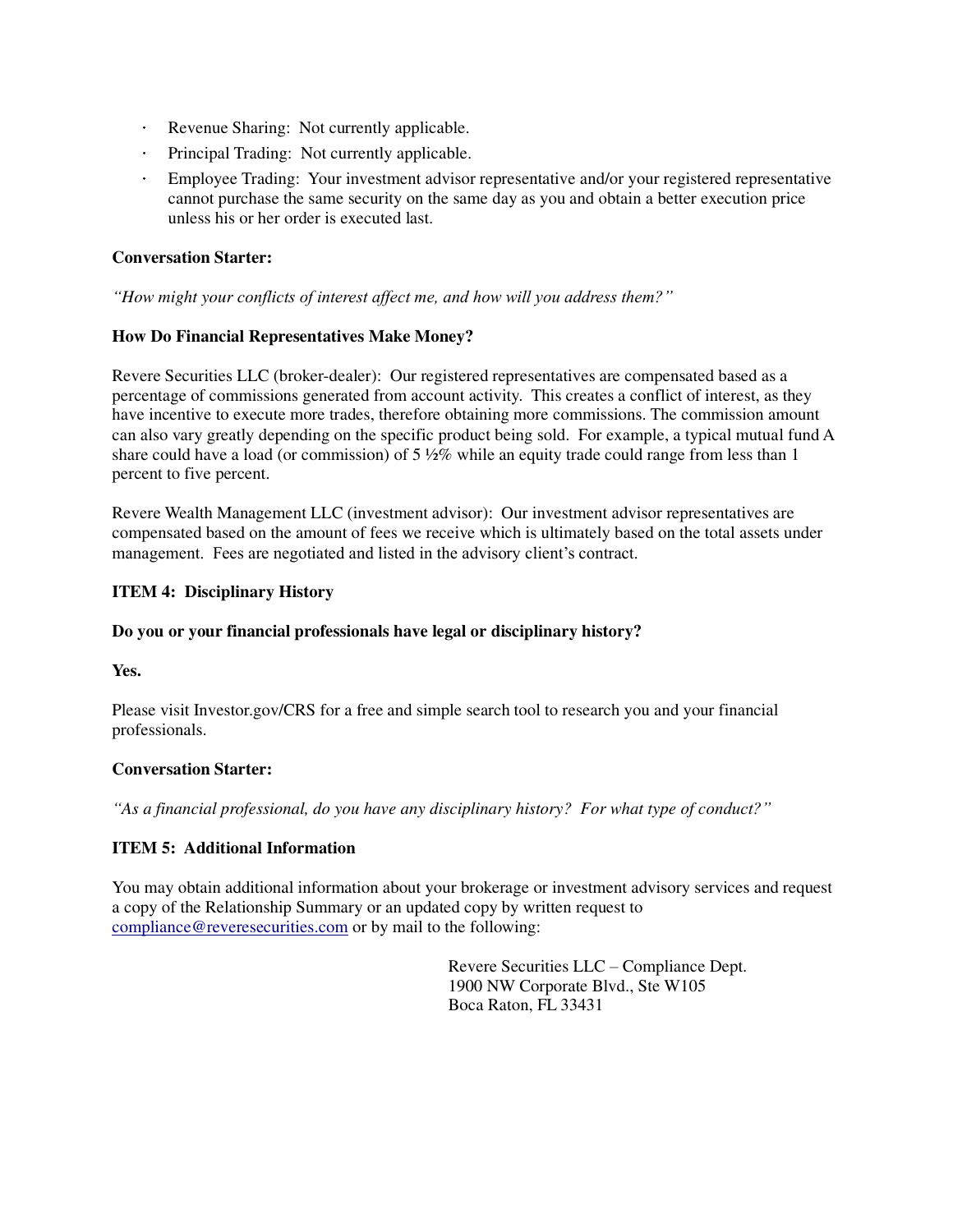- Revenue Sharing: Not currently applicable.
- Principal Trading: Not currently applicable.
- Employee Trading: Your investment advisor representative and/or your registered representative cannot purchase the same security on the same day as you and obtain a better execution price unless his or her order is executed last.

**Conversation Starter:**

*"How might your conflicts of interest affect me, and how will you address them?"*

**How Do Financial Representatives Make Money?**

Revere Securities LLC (broker-dealer): Our registered representatives are compensated based as a percentage of commissions generated from account activity. This creates a conflict of interest, as they have incentive to execute more trades, therefore obtaining more commissions. The commission amount can also vary greatly depending on the specific product being sold. For example, a typical mutual fund A share could have a load (or commission) of 5 ½% while an equity trade could range from less than 1 percent to five percent.

Revere Wealth Management LLC (investment advisor): Our investment advisor representatives are compensated based on the amount of fees we receive which is ultimately based on the total assets under management. Fees are negotiated and listed in the advisory client's contract.

## ITEM 4: Disciplinary History

**Do you or your financial professionals have legal or disciplinary history?**

**Yes.**

Please visit Investor.gov/CRS for a free and simple search tool to research you and your financial professionals.

**Conversation Starter:**

*"As a financial professional, do you have any disciplinary history? For what type of conduct?"*

## ITEM 5: Additional Information

You may obtain additional information about your brokerage or investment advisory services and request a copy of the Relationship Summary or an updated copy by written request to compliance@reveresecurities.com or by mail to the following:

Revere Securities LLC – Compliance Dept.
1900 NW Corporate Blvd., Ste W105
Boca Raton, FL 33431